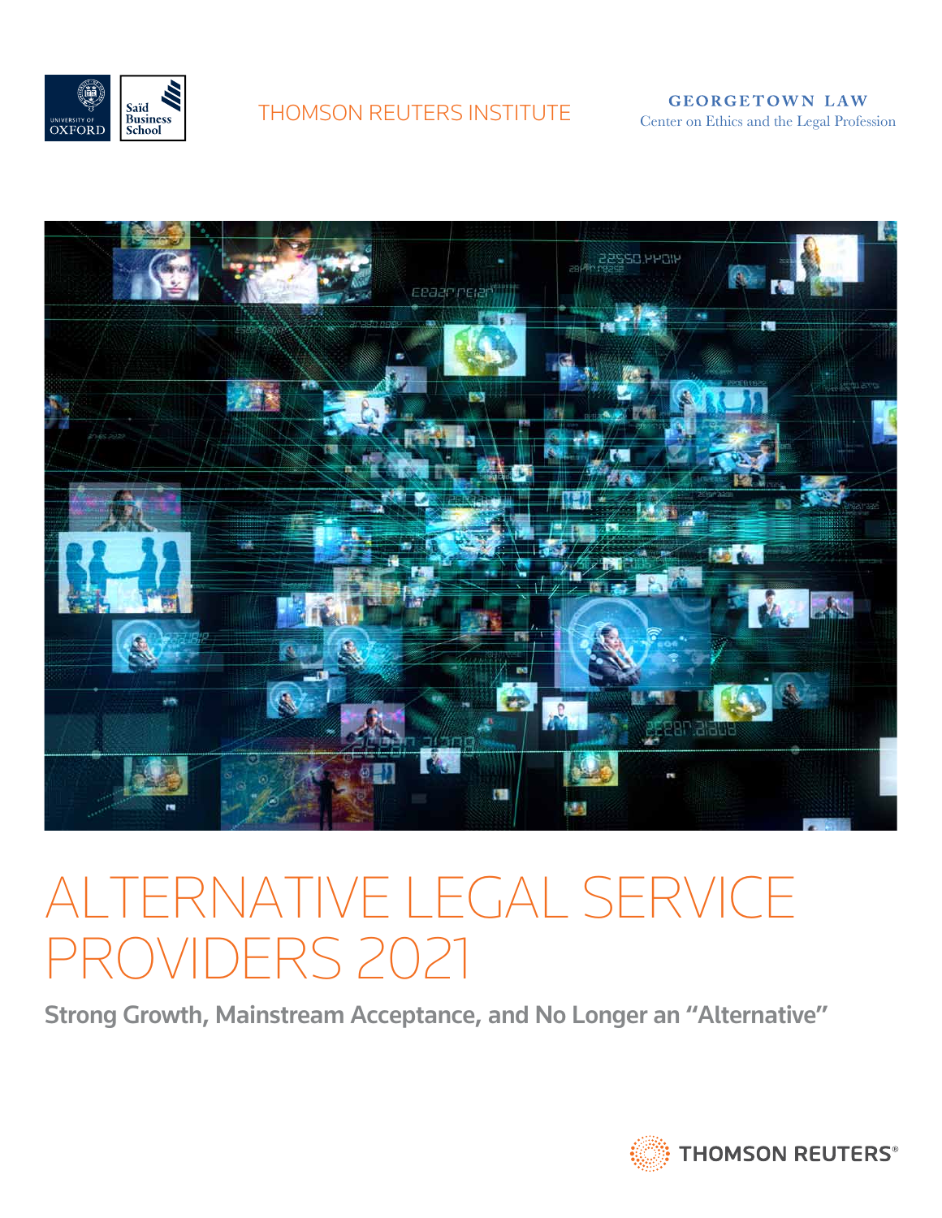University of Oxford Saïd Business School

THOMSON REUTERS INSTITUTE

GEORGETOWN LAW
Center on Ethics and the Legal Profession

# ALTERNATIVE LEGAL SERVICE PROVIDERS 2021

## Strong Growth, Mainstream Acceptance, and No Longer an "Alternative"

THOMSON REUTERS®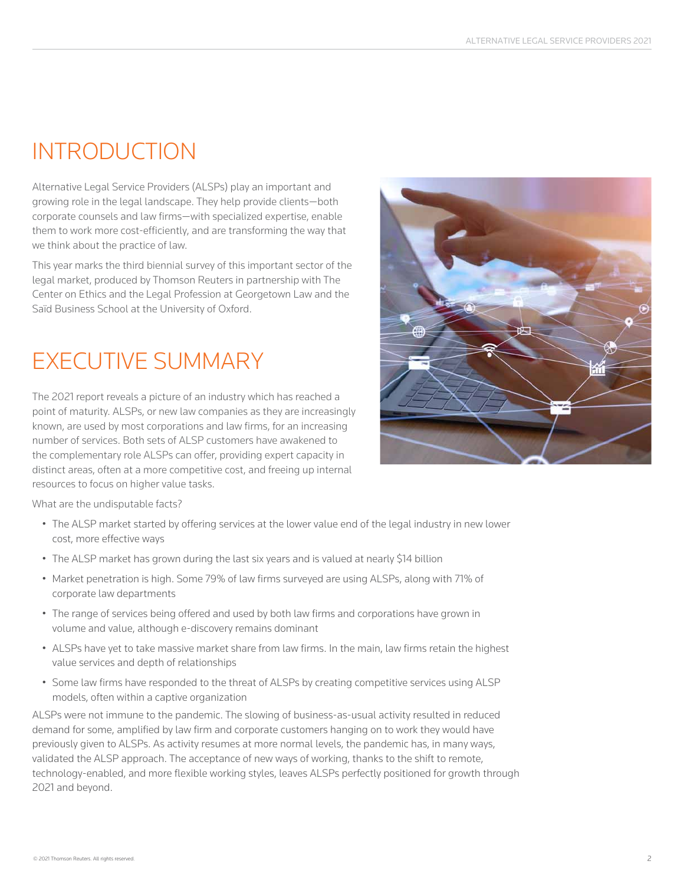# INTRODUCTION

Alternative Legal Service Providers (ALSPs) play an important and growing role in the legal landscape. They help provide clients—both corporate counsels and law firms—with specialized expertise, enable them to work more cost-efficiently, and are transforming the way that we think about the practice of law.

This year marks the third biennial survey of this important sector of the legal market, produced by Thomson Reuters in partnership with The Center on Ethics and the Legal Profession at Georgetown Law and the Saïd Business School at the University of Oxford.

# EXECUTIVE SUMMARY

The 2021 report reveals a picture of an industry which has reached a point of maturity. ALSPs, or new law companies as they are increasingly known, are used by most corporations and law firms, for an increasing number of services. Both sets of ALSP customers have awakened to the complementary role ALSPs can offer, providing expert capacity in distinct areas, often at a more competitive cost, and freeing up internal resources to focus on higher value tasks.

What are the undisputable facts?

- The ALSP market started by offering services at the lower value end of the legal industry in new lower cost, more effective ways
- The ALSP market has grown during the last six years and is valued at nearly $14 billion
- Market penetration is high. Some 79% of law firms surveyed are using ALSPs, along with 71% of corporate law departments
- The range of services being offered and used by both law firms and corporations have grown in volume and value, although e-discovery remains dominant
- ALSPs have yet to take massive market share from law firms. In the main, law firms retain the highest value services and depth of relationships
- Some law firms have responded to the threat of ALSPs by creating competitive services using ALSP models, often within a captive organization

ALSPs were not immune to the pandemic. The slowing of business-as-usual activity resulted in reduced demand for some, amplified by law firm and corporate customers hanging on to work they would have previously given to ALSPs. As activity resumes at more normal levels, the pandemic has, in many ways, validated the ALSP approach. The acceptance of new ways of working, thanks to the shift to remote, technology-enabled, and more flexible working styles, leaves ALSPs perfectly positioned for growth through 2021 and beyond.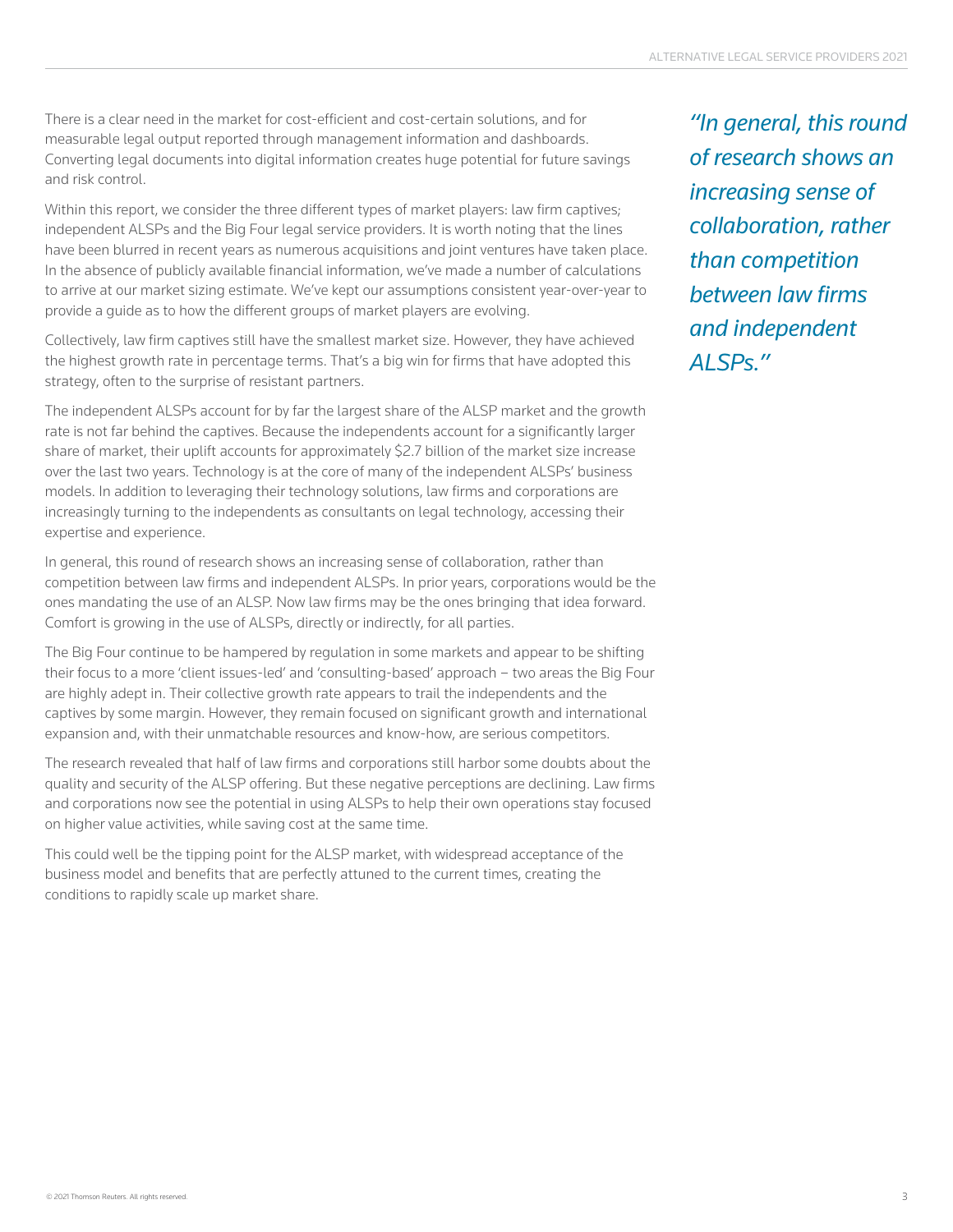There is a clear need in the market for cost-efficient and cost-certain solutions, and for measurable legal output reported through management information and dashboards. Converting legal documents into digital information creates huge potential for future savings and risk control.

Within this report, we consider the three different types of market players: law firm captives; independent ALSPs and the Big Four legal service providers. It is worth noting that the lines have been blurred in recent years as numerous acquisitions and joint ventures have taken place. In the absence of publicly available financial information, we've made a number of calculations to arrive at our market sizing estimate. We've kept our assumptions consistent year-over-year to provide a guide as to how the different groups of market players are evolving.

Collectively, law firm captives still have the smallest market size. However, they have achieved the highest growth rate in percentage terms. That's a big win for firms that have adopted this strategy, often to the surprise of resistant partners.

The independent ALSPs account for by far the largest share of the ALSP market and the growth rate is not far behind the captives. Because the independents account for a significantly larger share of market, their uplift accounts for approximately $2.7 billion of the market size increase over the last two years. Technology is at the core of many of the independent ALSPs' business models. In addition to leveraging their technology solutions, law firms and corporations are increasingly turning to the independents as consultants on legal technology, accessing their expertise and experience.

In general, this round of research shows an increasing sense of collaboration, rather than competition between law firms and independent ALSPs. In prior years, corporations would be the ones mandating the use of an ALSP. Now law firms may be the ones bringing that idea forward. Comfort is growing in the use of ALSPs, directly or indirectly, for all parties.

*"In general, this round of research shows an increasing sense of collaboration, rather than competition between law firms and independent ALSPs."*

The Big Four continue to be hampered by regulation in some markets and appear to be shifting their focus to a more 'client issues-led' and 'consulting-based' approach – two areas the Big Four are highly adept in. Their collective growth rate appears to trail the independents and the captives by some margin. However, they remain focused on significant growth and international expansion and, with their unmatchable resources and know-how, are serious competitors.

The research revealed that half of law firms and corporations still harbor some doubts about the quality and security of the ALSP offering. But these negative perceptions are declining. Law firms and corporations now see the potential in using ALSPs to help their own operations stay focused on higher value activities, while saving cost at the same time.

This could well be the tipping point for the ALSP market, with widespread acceptance of the business model and benefits that are perfectly attuned to the current times, creating the conditions to rapidly scale up market share.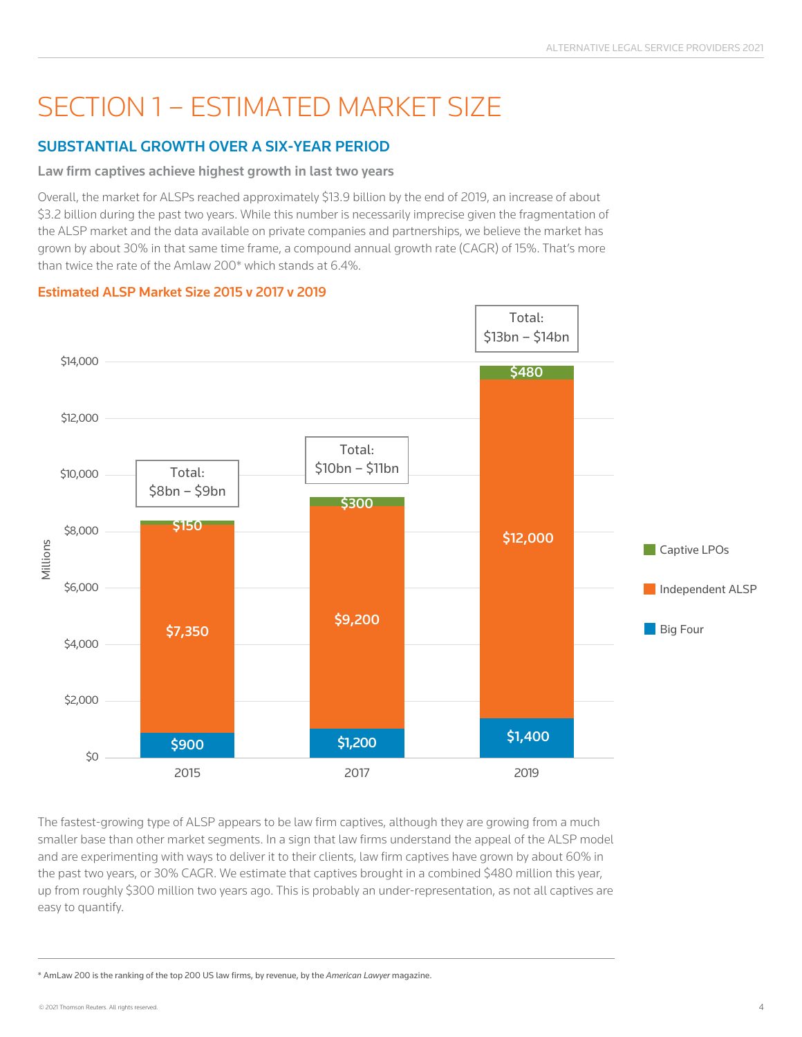# SECTION 1 – ESTIMATED MARKET SIZE

## SUBSTANTIAL GROWTH OVER A SIX-YEAR PERIOD

### Law firm captives achieve highest growth in last two years

Overall, the market for ALSPs reached approximately $13.9 billion by the end of 2019, an increase of about $3.2 billion during the past two years. While this number is necessarily imprecise given the fragmentation of the ALSP market and the data available on private companies and partnerships, we believe the market has grown by about 30% in that same time frame, a compound annual growth rate (CAGR) of 15%. That's more than twice the rate of the Amlaw 200* which stands at 6.4%.

**Estimated ALSP Market Size 2015 v 2017 v 2019**

| (Millions) | 2015 | 2017 | 2019 |
|---|---|---|---|
| Captive LPOs | $150 | $300 | $480 |
| Independent ALSP | $7,350 | $9,200 | $12,000 |
| Big Four | $900 | $1,200 | $1,400 |
| Total | $8bn – $9bn | $10bn – $11bn | $13bn – $14bn |

The fastest-growing type of ALSP appears to be law firm captives, although they are growing from a much smaller base than other market segments. In a sign that law firms understand the appeal of the ALSP model and are experimenting with ways to deliver it to their clients, law firm captives have grown by about 60% in the past two years, or 30% CAGR. We estimate that captives brought in a combined $480 million this year, up from roughly $300 million two years ago. This is probably an under-representation, as not all captives are easy to quantify.

* AmLaw 200 is the ranking of the top 200 US law firms, by revenue, by the *American Lawyer* magazine.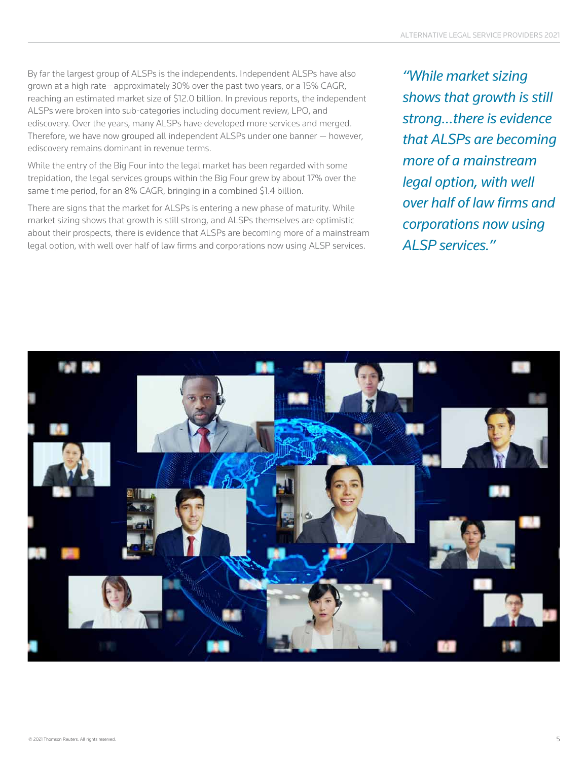By far the largest group of ALSPs is the independents. Independent ALSPs have also grown at a high rate—approximately 30% over the past two years, or a 15% CAGR, reaching an estimated market size of $12.0 billion. In previous reports, the independent ALSPs were broken into sub-categories including document review, LPO, and ediscovery. Over the years, many ALSPs have developed more services and merged. Therefore, we have now grouped all independent ALSPs under one banner — however, ediscovery remains dominant in revenue terms.

While the entry of the Big Four into the legal market has been regarded with some trepidation, the legal services groups within the Big Four grew by about 17% over the same time period, for an 8% CAGR, bringing in a combined $1.4 billion.

There are signs that the market for ALSPs is entering a new phase of maturity. While market sizing shows that growth is still strong, and ALSPs themselves are optimistic about their prospects, there is evidence that ALSPs are becoming more of a mainstream legal option, with well over half of law firms and corporations now using ALSP services.

*"While market sizing shows that growth is still strong…there is evidence that ALSPs are becoming more of a mainstream legal option, with well over half of law firms and corporations now using ALSP services."*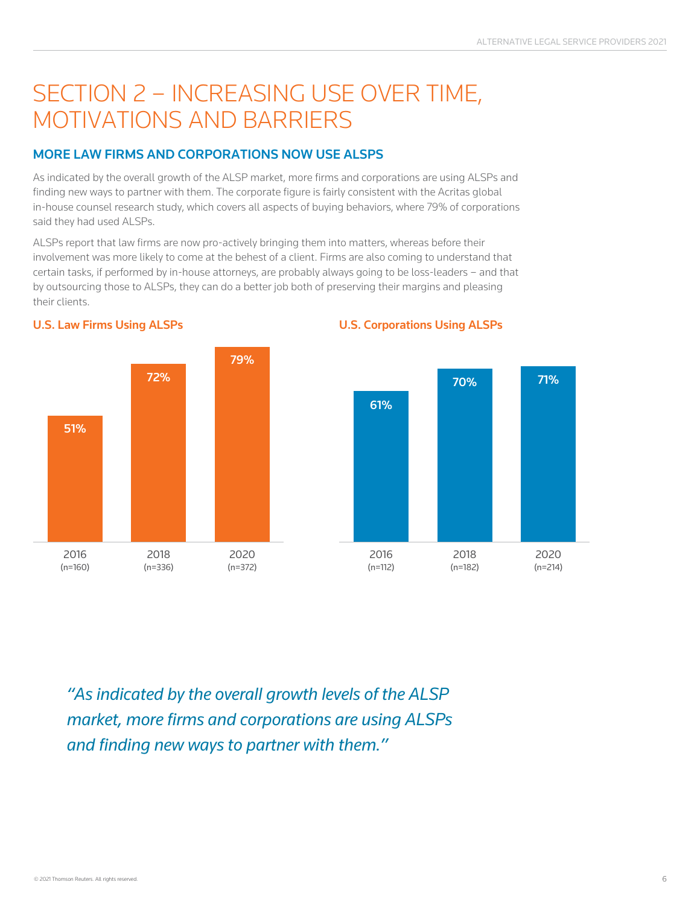# SECTION 2 – INCREASING USE OVER TIME, MOTIVATIONS AND BARRIERS

## MORE LAW FIRMS AND CORPORATIONS NOW USE ALSPS

As indicated by the overall growth of the ALSP market, more firms and corporations are using ALSPs and finding new ways to partner with them. The corporate figure is fairly consistent with the Acritas global in-house counsel research study, which covers all aspects of buying behaviors, where 79% of corporations said they had used ALSPs.

ALSPs report that law firms are now pro-actively bringing them into matters, whereas before their involvement was more likely to come at the behest of a client. Firms are also coming to understand that certain tasks, if performed by in-house attorneys, are probably always going to be loss-leaders – and that by outsourcing those to ALSPs, they can do a better job both of preserving their margins and pleasing their clients.

### U.S. Law Firms Using ALSPs

| Year | Percentage |
|---|---|
| 2016 (n=160) | 51% |
| 2018 (n=336) | 72% |
| 2020 (n=372) | 79% |

### U.S. Corporations Using ALSPs

| Year | Percentage |
|---|---|
| 2016 (n=112) | 61% |
| 2018 (n=182) | 70% |
| 2020 (n=214) | 71% |

*"As indicated by the overall growth levels of the ALSP market, more firms and corporations are using ALSPs and finding new ways to partner with them."*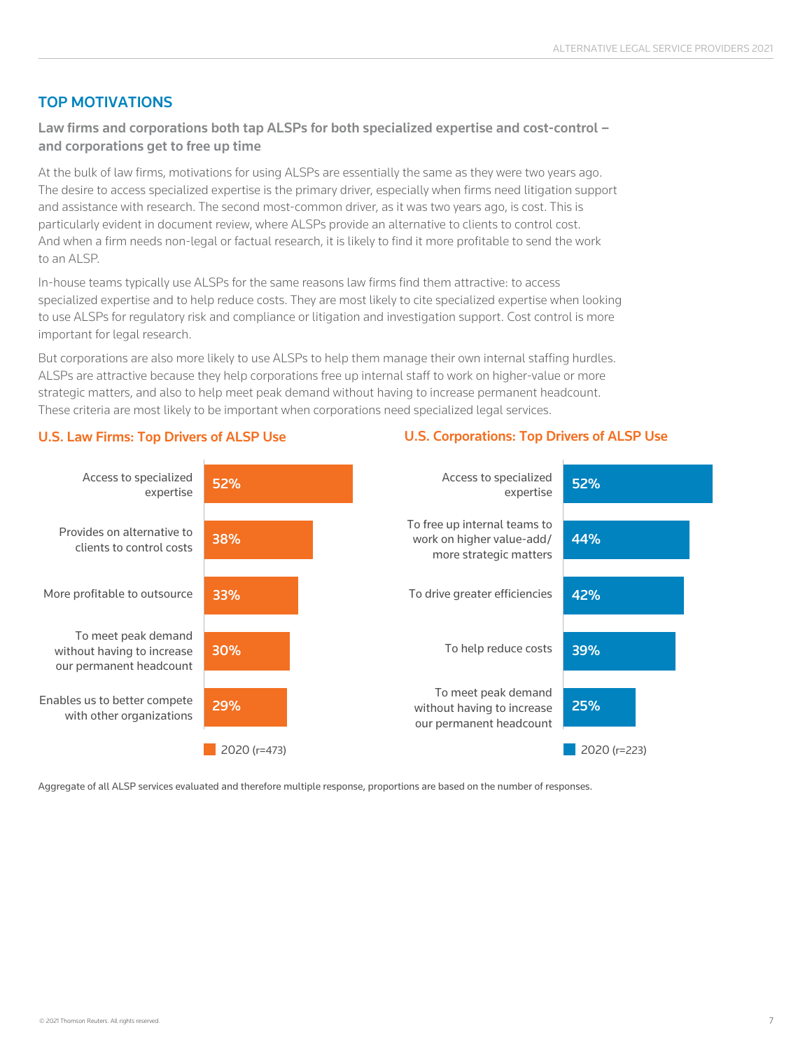## TOP MOTIVATIONS

### Law firms and corporations both tap ALSPs for both specialized expertise and cost-control – and corporations get to free up time

At the bulk of law firms, motivations for using ALSPs are essentially the same as they were two years ago. The desire to access specialized expertise is the primary driver, especially when firms need litigation support and assistance with research. The second most-common driver, as it was two years ago, is cost. This is particularly evident in document review, where ALSPs provide an alternative to clients to control cost. And when a firm needs non-legal or factual research, it is likely to find it more profitable to send the work to an ALSP.

In-house teams typically use ALSPs for the same reasons law firms find them attractive: to access specialized expertise and to help reduce costs. They are most likely to cite specialized expertise when looking to use ALSPs for regulatory risk and compliance or litigation and investigation support. Cost control is more important for legal research.

But corporations are also more likely to use ALSPs to help them manage their own internal staffing hurdles. ALSPs are attractive because they help corporations free up internal staff to work on higher-value or more strategic matters, and also to help meet peak demand without having to increase permanent headcount. These criteria are most likely to be important when corporations need specialized legal services.

**U.S. Law Firms: Top Drivers of ALSP Use**

| Driver | 2020 (r=473) |
|---|---|
| Access to specialized expertise | 52% |
| Provides on alternative to clients to control costs | 38% |
| More profitable to outsource | 33% |
| To meet peak demand without having to increase our permanent headcount | 30% |
| Enables us to better compete with other organizations | 29% |

**U.S. Corporations: Top Drivers of ALSP Use**

| Driver | 2020 (r=223) |
|---|---|
| Access to specialized expertise | 52% |
| To free up internal teams to work on higher value-add/ more strategic matters | 44% |
| To drive greater efficiencies | 42% |
| To help reduce costs | 39% |
| To meet peak demand without having to increase our permanent headcount | 25% |

Aggregate of all ALSP services evaluated and therefore multiple response, proportions are based on the number of responses.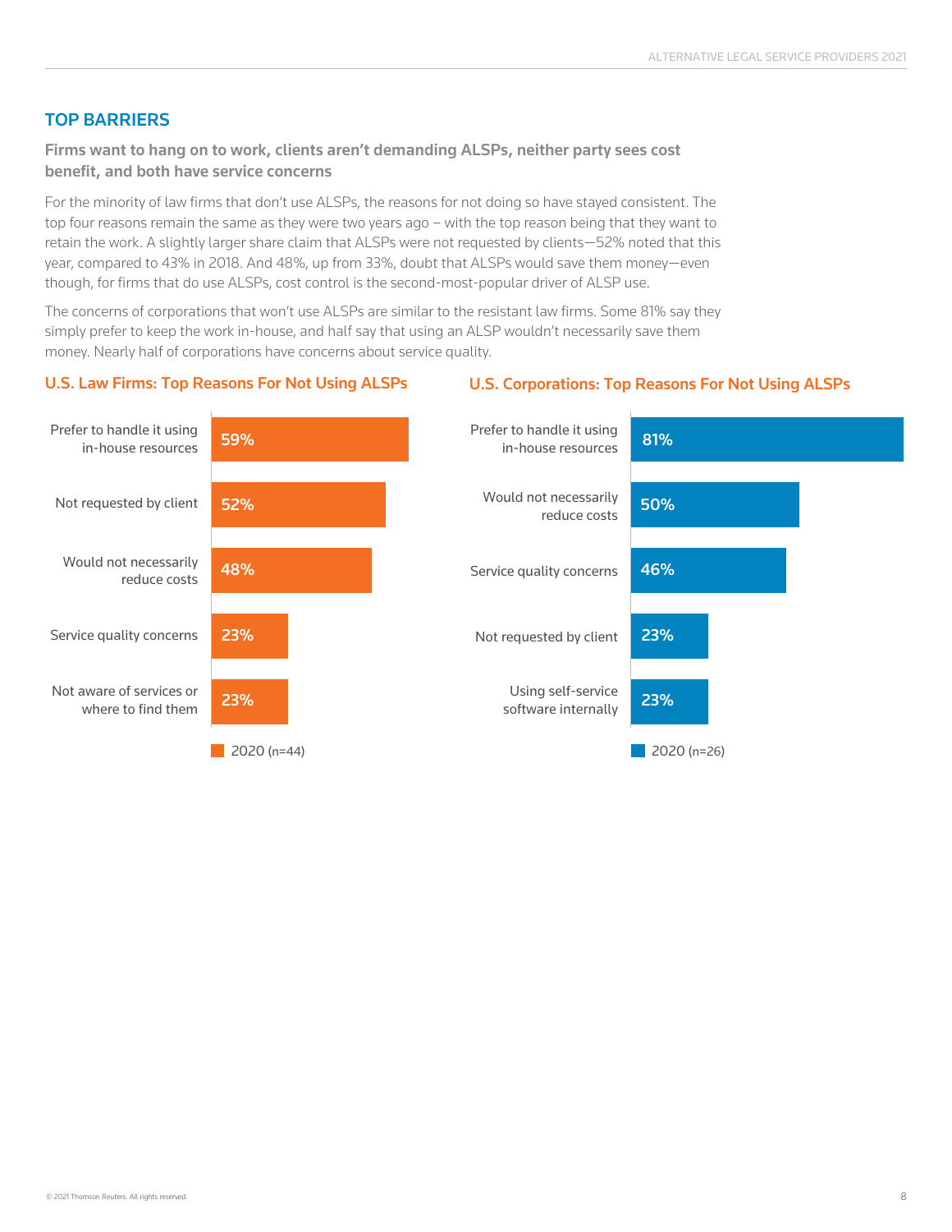## TOP BARRIERS

### Firms want to hang on to work, clients aren't demanding ALSPs, neither party sees cost benefit, and both have service concerns

For the minority of law firms that don't use ALSPs, the reasons for not doing so have stayed consistent. The top four reasons remain the same as they were two years ago – with the top reason being that they want to retain the work. A slightly larger share claim that ALSPs were not requested by clients—52% noted that this year, compared to 43% in 2018. And 48%, up from 33%, doubt that ALSPs would save them money—even though, for firms that do use ALSPs, cost control is the second-most-popular driver of ALSP use.

The concerns of corporations that won't use ALSPs are similar to the resistant law firms. Some 81% say they simply prefer to keep the work in-house, and half say that using an ALSP wouldn't necessarily save them money. Nearly half of corporations have concerns about service quality.

**U.S. Law Firms: Top Reasons For Not Using ALSPs**

| Reason | 2020 (n=44) |
|---|---|
| Prefer to handle it using in-house resources | 59% |
| Not requested by client | 52% |
| Would not necessarily reduce costs | 48% |
| Service quality concerns | 23% |
| Not aware of services or where to find them | 23% |

**U.S. Corporations: Top Reasons For Not Using ALSPs**

| Reason | 2020 (n=26) |
|---|---|
| Prefer to handle it using in-house resources | 81% |
| Would not necessarily reduce costs | 50% |
| Service quality concerns | 46% |
| Not requested by client | 23% |
| Using self-service software internally | 23% |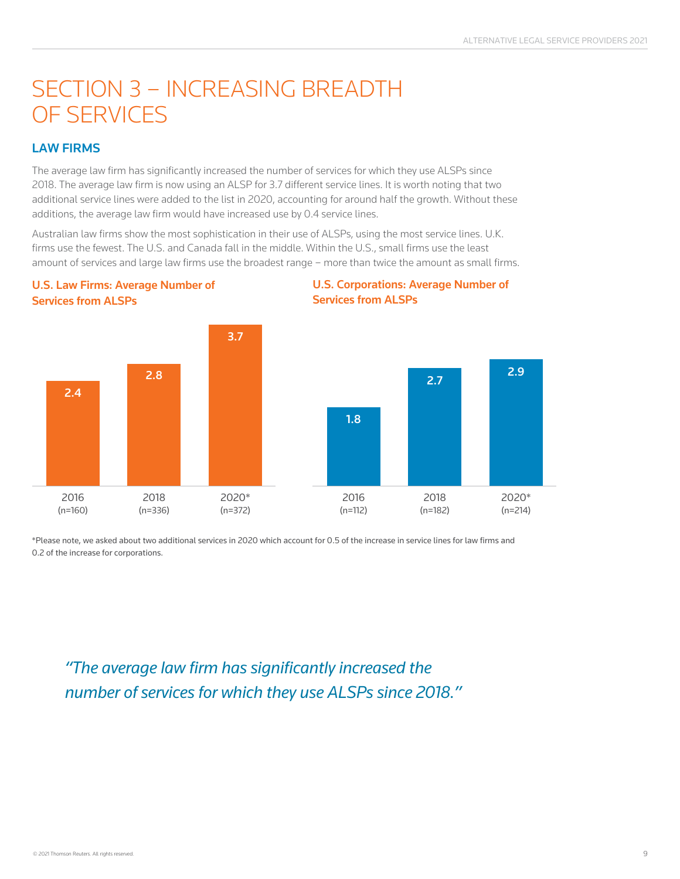# SECTION 3 – INCREASING BREADTH OF SERVICES

## LAW FIRMS

The average law firm has significantly increased the number of services for which they use ALSPs since 2018. The average law firm is now using an ALSP for 3.7 different service lines. It is worth noting that two additional service lines were added to the list in 2020, accounting for around half the growth. Without these additions, the average law firm would have increased use by 0.4 service lines.

Australian law firms show the most sophistication in their use of ALSPs, using the most service lines. U.K. firms use the fewest. The U.S. and Canada fall in the middle. Within the U.S., small firms use the least amount of services and large law firms use the broadest range – more than twice the amount as small firms.

### U.S. Law Firms: Average Number of Services from ALSPs

| 2016 (n=160) | 2018 (n=336) | 2020* (n=372) |
| --- | --- | --- |
| 2.4 | 2.8 | 3.7 |

### U.S. Corporations: Average Number of Services from ALSPs

| 2016 (n=112) | 2018 (n=182) | 2020* (n=214) |
| --- | --- | --- |
| 1.8 | 2.7 | 2.9 |

*Please note, we asked about two additional services in 2020 which account for 0.5 of the increase in service lines for law firms and 0.2 of the increase for corporations.

*"The average law firm has significantly increased the number of services for which they use ALSPs since 2018."*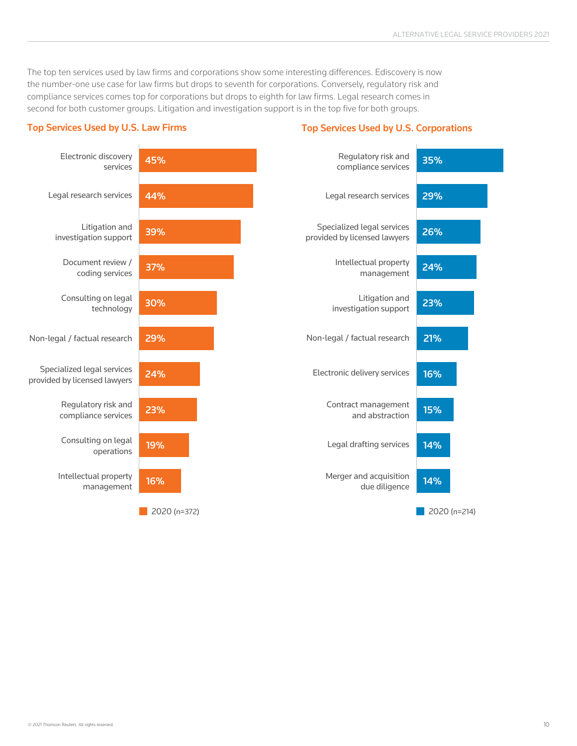The top ten services used by law firms and corporations show some interesting differences. Ediscovery is now the number-one use case for law firms but drops to seventh for corporations. Conversely, regulatory risk and compliance services comes top for corporations but drops to eighth for law firms. Legal research comes in second for both customer groups. Litigation and investigation support is in the top five for both groups.

## Top Services Used by U.S. Law Firms

| Service | 2020 (n=372) |
|---|---|
| Electronic discovery services | 45% |
| Legal research services | 44% |
| Litigation and investigation support | 39% |
| Document review / coding services | 37% |
| Consulting on legal technology | 30% |
| Non-legal / factual research | 29% |
| Specialized legal services provided by licensed lawyers | 24% |
| Regulatory risk and compliance services | 23% |
| Consulting on legal operations | 19% |
| Intellectual property management | 16% |

## Top Services Used by U.S. Corporations

| Service | 2020 (n=214) |
|---|---|
| Regulatory risk and compliance services | 35% |
| Legal research services | 29% |
| Specialized legal services provided by licensed lawyers | 26% |
| Intellectual property management | 24% |
| Litigation and investigation support | 23% |
| Non-legal / factual research | 21% |
| Electronic delivery services | 16% |
| Contract management and abstraction | 15% |
| Legal drafting services | 14% |
| Merger and acquisition due diligence | 14% |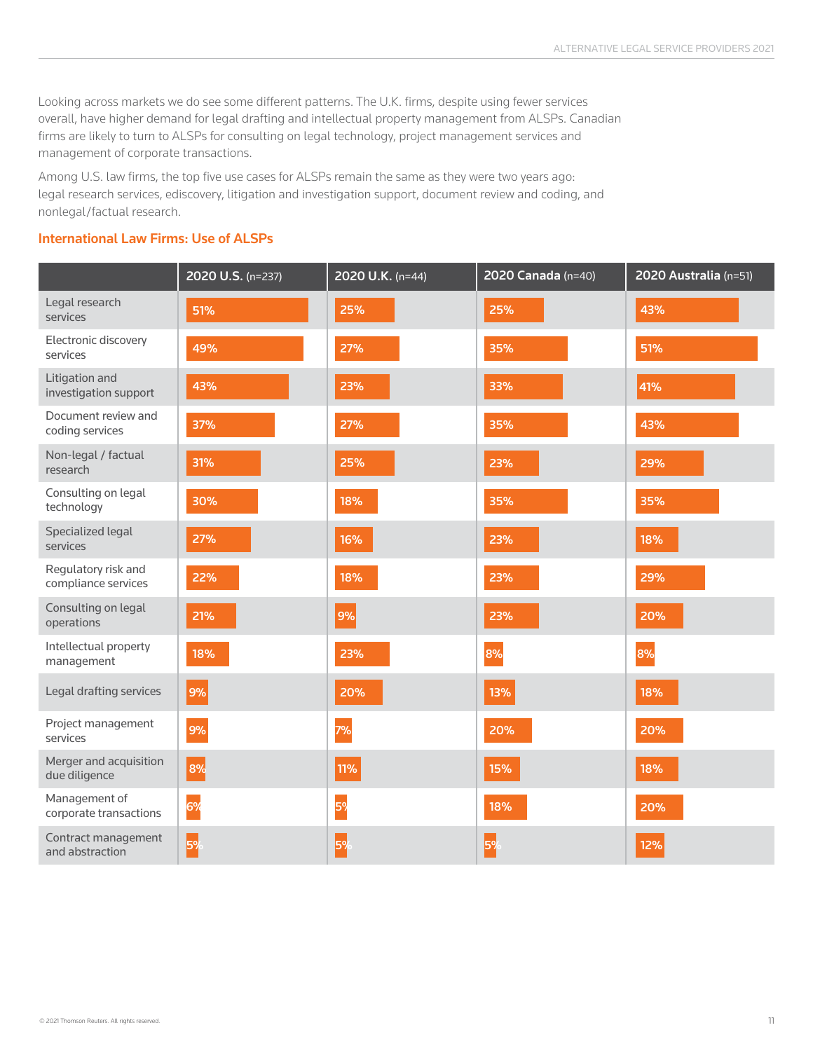Looking across markets we do see some different patterns. The U.K. firms, despite using fewer services overall, have higher demand for legal drafting and intellectual property management from ALSPs. Canadian firms are likely to turn to ALSPs for consulting on legal technology, project management services and management of corporate transactions.

Among U.S. law firms, the top five use cases for ALSPs remain the same as they were two years ago: legal research services, ediscovery, litigation and investigation support, document review and coding, and nonlegal/factual research.

### International Law Firms: Use of ALSPs

| | 2020 U.S. (n=237) | 2020 U.K. (n=44) | 2020 Canada (n=40) | 2020 Australia (n=51) |
|---|---|---|---|---|
| Legal research services | 51% | 25% | 25% | 43% |
| Electronic discovery services | 49% | 27% | 35% | 51% |
| Litigation and investigation support | 43% | 23% | 33% | 41% |
| Document review and coding services | 37% | 27% | 35% | 43% |
| Non-legal / factual research | 31% | 25% | 23% | 29% |
| Consulting on legal technology | 30% | 18% | 35% | 35% |
| Specialized legal services | 27% | 16% | 23% | 18% |
| Regulatory risk and compliance services | 22% | 18% | 23% | 29% |
| Consulting on legal operations | 21% | 9% | 23% | 20% |
| Intellectual property management | 18% | 23% | 8% | 8% |
| Legal drafting services | 9% | 20% | 13% | 18% |
| Project management services | 9% | 7% | 20% | 20% |
| Merger and acquisition due diligence | 8% | 11% | 15% | 18% |
| Management of corporate transactions | 6% | 5% | 18% | 20% |
| Contract management and abstraction | 5% | 5% | 5% | 12% |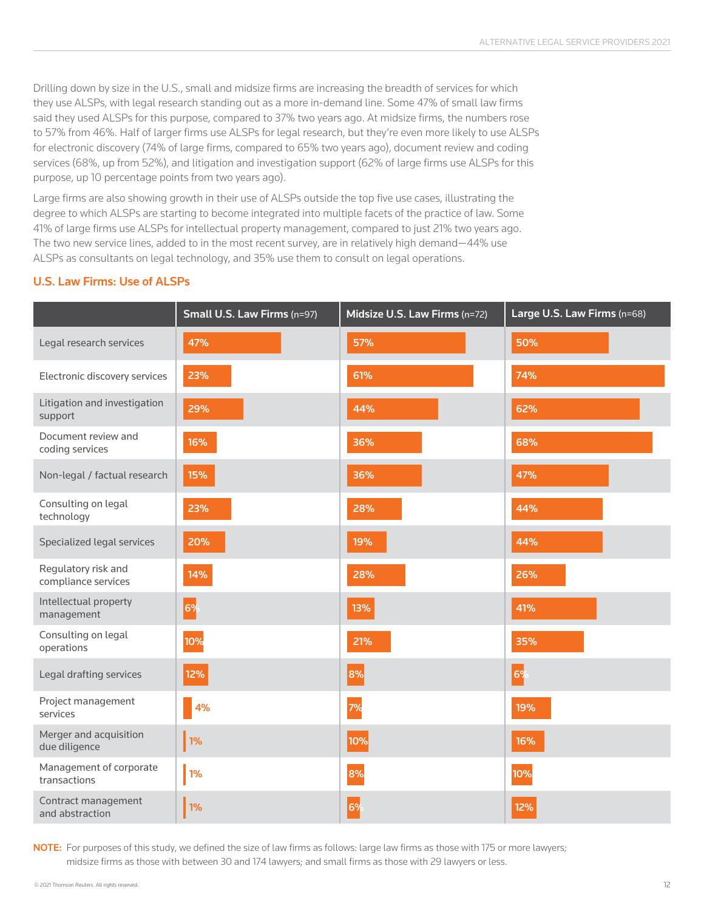Drilling down by size in the U.S., small and midsize firms are increasing the breadth of services for which they use ALSPs, with legal research standing out as a more in-demand line. Some 47% of small law firms said they used ALSPs for this purpose, compared to 37% two years ago. At midsize firms, the numbers rose to 57% from 46%. Half of larger firms use ALSPs for legal research, but they're even more likely to use ALSPs for electronic discovery (74% of large firms, compared to 65% two years ago), document review and coding services (68%, up from 52%), and litigation and investigation support (62% of large firms use ALSPs for this purpose, up 10 percentage points from two years ago).

Large firms are also showing growth in their use of ALSPs outside the top five use cases, illustrating the degree to which ALSPs are starting to become integrated into multiple facets of the practice of law. Some 41% of large firms use ALSPs for intellectual property management, compared to just 21% two years ago. The two new service lines, added to in the most recent survey, are in relatively high demand—44% use ALSPs as consultants on legal technology, and 35% use them to consult on legal operations.

## U.S. Law Firms: Use of ALSPs

| | **Small U.S. Law Firms** (n=97) | **Midsize U.S. Law Firms** (n=72) | **Large U.S. Law Firms** (n=68) |
|---|---|---|---|
| Legal research services | 47% | 57% | 50% |
| Electronic discovery services | 23% | 61% | 74% |
| Litigation and investigation support | 29% | 44% | 62% |
| Document review and coding services | 16% | 36% | 68% |
| Non-legal / factual research | 15% | 36% | 47% |
| Consulting on legal technology | 23% | 28% | 44% |
| Specialized legal services | 20% | 19% | 44% |
| Regulatory risk and compliance services | 14% | 28% | 26% |
| Intellectual property management | 6% | 13% | 41% |
| Consulting on legal operations | 10% | 21% | 35% |
| Legal drafting services | 12% | 8% | 6% |
| Project management services | 4% | 7% | 19% |
| Merger and acquisition due diligence | 1% | 10% | 16% |
| Management of corporate transactions | 1% | 8% | 10% |
| Contract management and abstraction | 1% | 6% | 12% |

**NOTE:** For purposes of this study, we defined the size of law firms as follows: large law firms as those with 175 or more lawyers; midsize firms as those with between 30 and 174 lawyers; and small firms as those with 29 lawyers or less.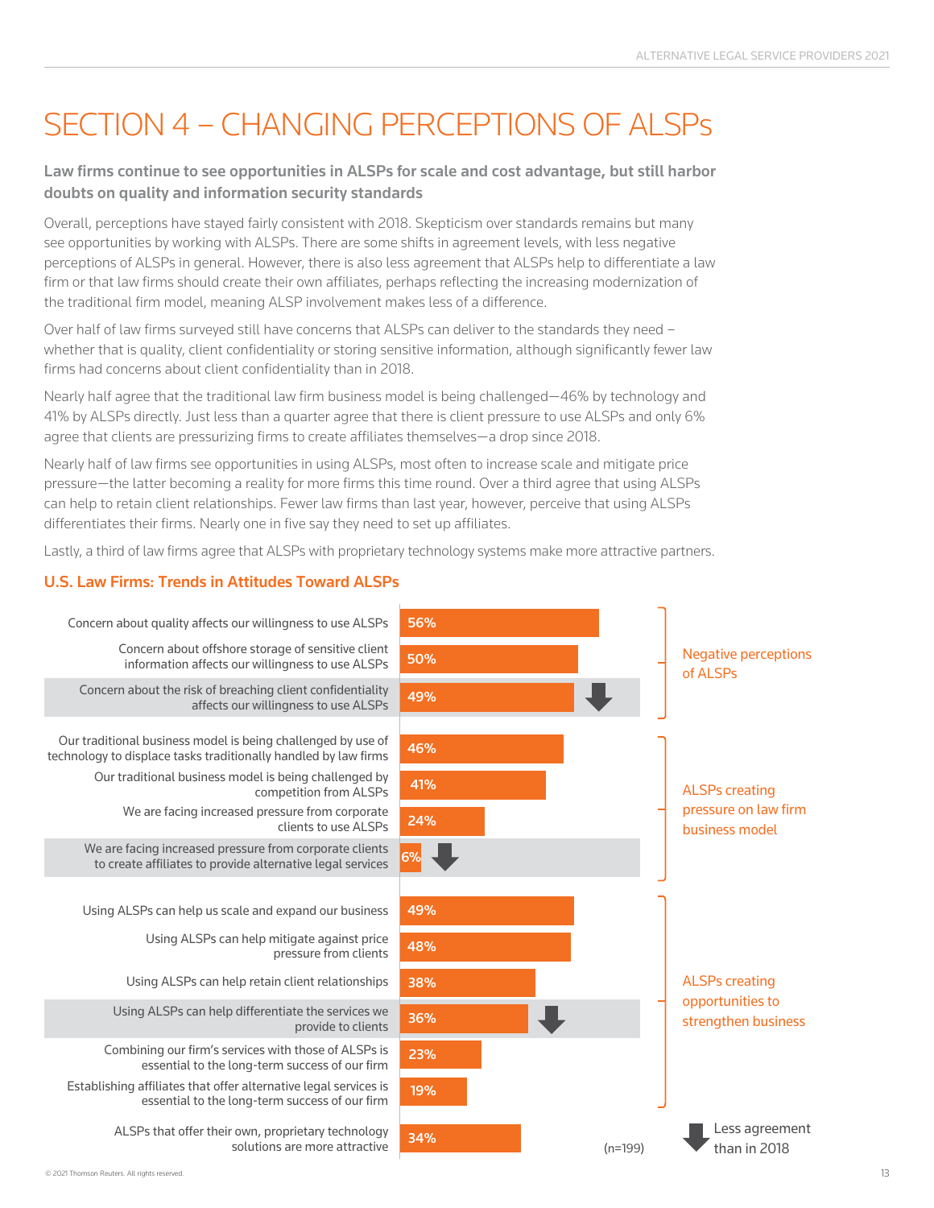# SECTION 4 – CHANGING PERCEPTIONS OF ALSPs

**Law firms continue to see opportunities in ALSPs for scale and cost advantage, but still harbor doubts on quality and information security standards**

Overall, perceptions have stayed fairly consistent with 2018. Skepticism over standards remains but many see opportunities by working with ALSPs. There are some shifts in agreement levels, with less negative perceptions of ALSPs in general. However, there is also less agreement that ALSPs help to differentiate a law firm or that law firms should create their own affiliates, perhaps reflecting the increasing modernization of the traditional firm model, meaning ALSP involvement makes less of a difference.

Over half of law firms surveyed still have concerns that ALSPs can deliver to the standards they need – whether that is quality, client confidentiality or storing sensitive information, although significantly fewer law firms had concerns about client confidentiality than in 2018.

Nearly half agree that the traditional law firm business model is being challenged—46% by technology and 41% by ALSPs directly. Just less than a quarter agree that there is client pressure to use ALSPs and only 6% agree that clients are pressurizing firms to create affiliates themselves—a drop since 2018.

Nearly half of law firms see opportunities in using ALSPs, most often to increase scale and mitigate price pressure—the latter becoming a reality for more firms this time round. Over a third agree that using ALSPs can help to retain client relationships. Fewer law firms than last year, however, perceive that using ALSPs differentiates their firms. Nearly one in five say they need to set up affiliates.

Lastly, a third of law firms agree that ALSPs with proprietary technology systems make more attractive partners.

### U.S. Law Firms: Trends in Attitudes Toward ALSPs

| Statement | Agreement | Less agreement than in 2018 | Category |
|---|---|---|---|
| Concern about quality affects our willingness to use ALSPs | 56% | | Negative perceptions of ALSPs |
| Concern about offshore storage of sensitive client information affects our willingness to use ALSPs | 50% | | Negative perceptions of ALSPs |
| Concern about the risk of breaching client confidentiality affects our willingness to use ALSPs | 49% | ↓ | Negative perceptions of ALSPs |
| Our traditional business model is being challenged by use of technology to displace tasks traditionally handled by law firms | 46% | | ALSPs creating pressure on law firm business model |
| Our traditional business model is being challenged by competition from ALSPs | 41% | | ALSPs creating pressure on law firm business model |
| We are facing increased pressure from corporate clients to use ALSPs | 24% | | ALSPs creating pressure on law firm business model |
| We are facing increased pressure from corporate clients to create affiliates to provide alternative legal services | 6% | ↓ | ALSPs creating pressure on law firm business model |
| Using ALSPs can help us scale and expand our business | 49% | | ALSPs creating opportunities to strengthen business |
| Using ALSPs can help mitigate against price pressure from clients | 48% | | ALSPs creating opportunities to strengthen business |
| Using ALSPs can help retain client relationships | 38% | | ALSPs creating opportunities to strengthen business |
| Using ALSPs can help differentiate the services we provide to clients | 36% | ↓ | ALSPs creating opportunities to strengthen business |
| Combining our firm's services with those of ALSPs is essential to the long-term success of our firm | 23% | | ALSPs creating opportunities to strengthen business |
| Establishing affiliates that offer alternative legal services is essential to the long-term success of our firm | 19% | | ALSPs creating opportunities to strengthen business |
| ALSPs that offer their own, proprietary technology solutions are more attractive | 34% | | |

(n=199)

↓ Less agreement than in 2018

© 2021 Thomson Reuters. All rights reserved.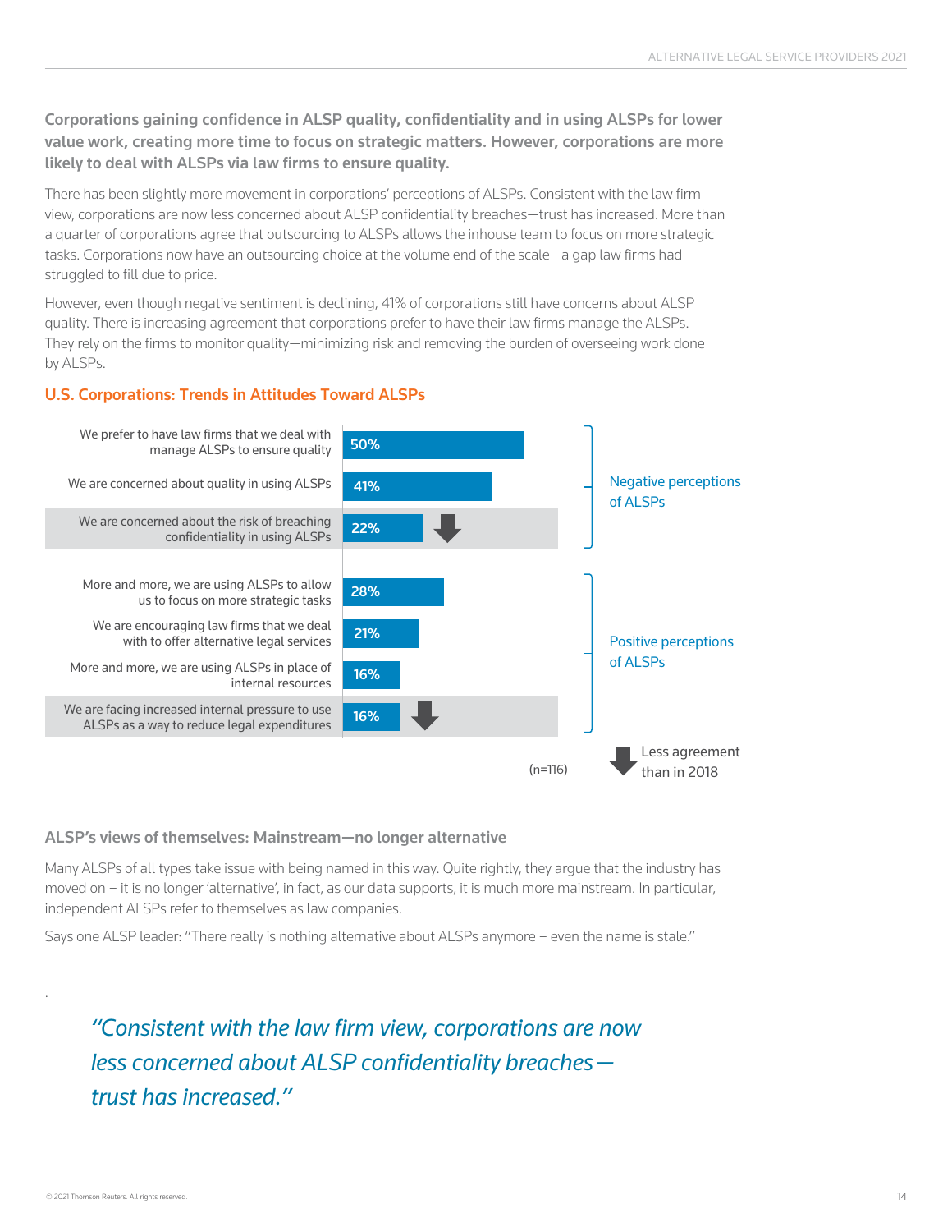**Corporations gaining confidence in ALSP quality, confidentiality and in using ALSPs for lower value work, creating more time to focus on strategic matters. However, corporations are more likely to deal with ALSPs via law firms to ensure quality.**

There has been slightly more movement in corporations' perceptions of ALSPs. Consistent with the law firm view, corporations are now less concerned about ALSP confidentiality breaches—trust has increased. More than a quarter of corporations agree that outsourcing to ALSPs allows the inhouse team to focus on more strategic tasks. Corporations now have an outsourcing choice at the volume end of the scale—a gap law firms had struggled to fill due to price.

However, even though negative sentiment is declining, 41% of corporations still have concerns about ALSP quality. There is increasing agreement that corporations prefer to have their law firms manage the ALSPs. They rely on the firms to monitor quality—minimizing risk and removing the burden of overseeing work done by ALSPs.

### U.S. Corporations: Trends in Attitudes Toward ALSPs

| Statement | % | Perception |
|---|---|---|
| We prefer to have law firms that we deal with manage ALSPs to ensure quality | 50% | Negative perceptions of ALSPs |
| We are concerned about quality in using ALSPs | 41% | Negative perceptions of ALSPs |
| We are concerned about the risk of breaching confidentiality in using ALSPs | 22% ↓ | Negative perceptions of ALSPs |
| More and more, we are using ALSPs to allow us to focus on more strategic tasks | 28% | Positive perceptions of ALSPs |
| We are encouraging law firms that we deal with to offer alternative legal services | 21% | Positive perceptions of ALSPs |
| More and more, we are using ALSPs in place of internal resources | 16% | Positive perceptions of ALSPs |
| We are facing increased internal pressure to use ALSPs as a way to reduce legal expenditures | 16% ↓ | Positive perceptions of ALSPs |

(n=116)

↓ Less agreement than in 2018

### ALSP's views of themselves: Mainstream—no longer alternative

Many ALSPs of all types take issue with being named in this way. Quite rightly, they argue that the industry has moved on – it is no longer 'alternative', in fact, as our data supports, it is much more mainstream. In particular, independent ALSPs refer to themselves as law companies.

Says one ALSP leader: "There really is nothing alternative about ALSPs anymore – even the name is stale."

*"Consistent with the law firm view, corporations are now less concerned about ALSP confidentiality breaches—trust has increased."*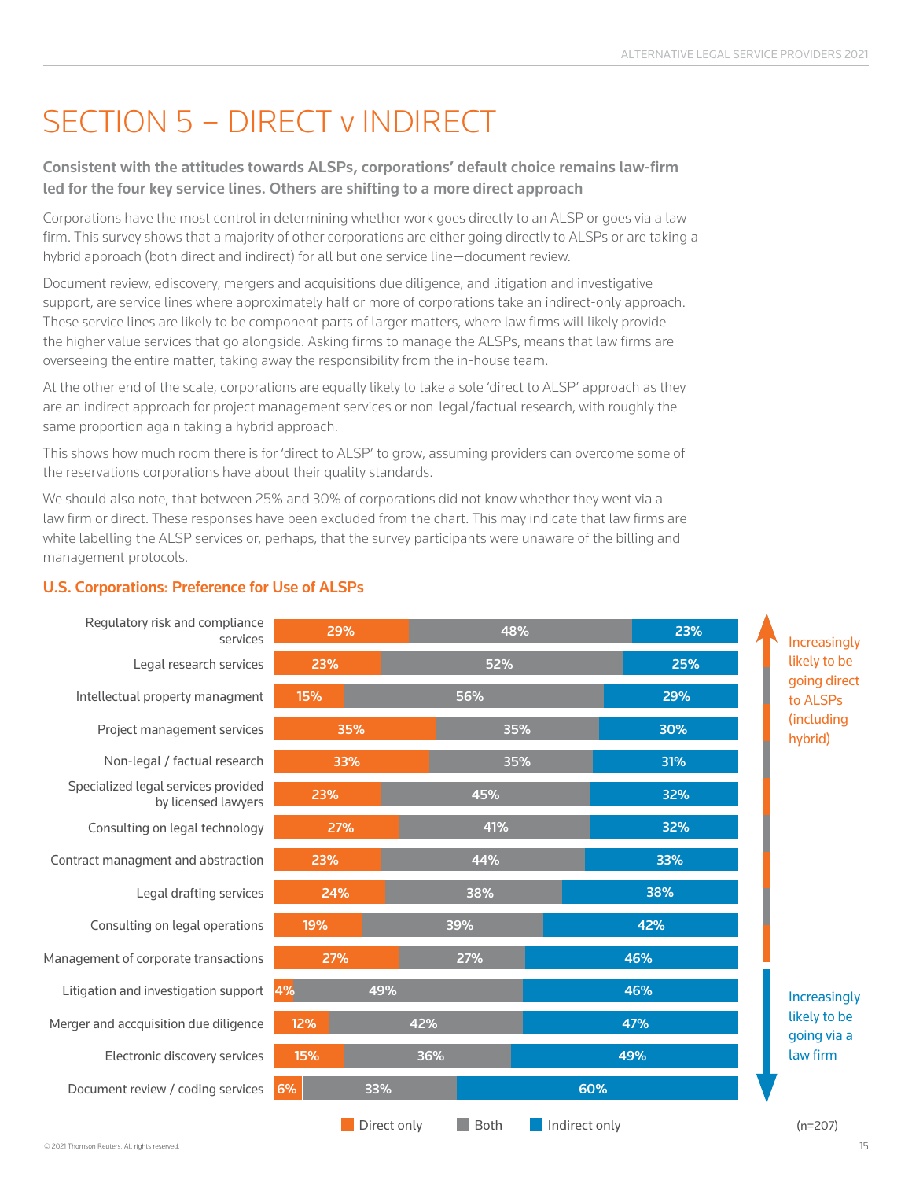# SECTION 5 – DIRECT v INDIRECT

**Consistent with the attitudes towards ALSPs, corporations' default choice remains law-firm led for the four key service lines. Others are shifting to a more direct approach**

Corporations have the most control in determining whether work goes directly to an ALSP or goes via a law firm. This survey shows that a majority of other corporations are either going directly to ALSPs or are taking a hybrid approach (both direct and indirect) for all but one service line—document review.

Document review, ediscovery, mergers and acquisitions due diligence, and litigation and investigative support, are service lines where approximately half or more of corporations take an indirect-only approach. These service lines are likely to be component parts of larger matters, where law firms will likely provide the higher value services that go alongside. Asking firms to manage the ALSPs, means that law firms are overseeing the entire matter, taking away the responsibility from the in-house team.

At the other end of the scale, corporations are equally likely to take a sole 'direct to ALSP' approach as they are an indirect approach for project management services or non-legal/factual research, with roughly the same proportion again taking a hybrid approach.

This shows how much room there is for 'direct to ALSP' to grow, assuming providers can overcome some of the reservations corporations have about their quality standards.

We should also note, that between 25% and 30% of corporations did not know whether they went via a law firm or direct. These responses have been excluded from the chart. This may indicate that law firms are white labelling the ALSP services or, perhaps, that the survey participants were unaware of the billing and management protocols.

### U.S. Corporations: Preference for Use of ALSPs

| Service | Direct only | Both | Indirect only |
|---|---|---|---|
| Regulatory risk and compliance services | 29% | 48% | 23% |
| Legal research services | 23% | 52% | 25% |
| Intellectual property managment | 15% | 56% | 29% |
| Project management services | 35% | 35% | 30% |
| Non-legal / factual research | 33% | 35% | 31% |
| Specialized legal services provided by licensed lawyers | 23% | 45% | 32% |
| Consulting on legal technology | 27% | 41% | 32% |
| Contract managment and abstraction | 23% | 44% | 33% |
| Legal drafting services | 24% | 38% | 38% |
| Consulting on legal operations | 19% | 39% | 42% |
| Management of corporate transactions | 27% | 27% | 46% |
| Litigation and investigation support | 4% | 49% | 46% |
| Merger and acquisition due diligence | 12% | 42% | 47% |
| Electronic discovery services | 15% | 36% | 49% |
| Document review / coding services | 6% | 33% | 60% |

↑ Increasingly likely to be going direct to ALSPs (including hybrid)

↓ Increasingly likely to be going via a law firm

(n=207)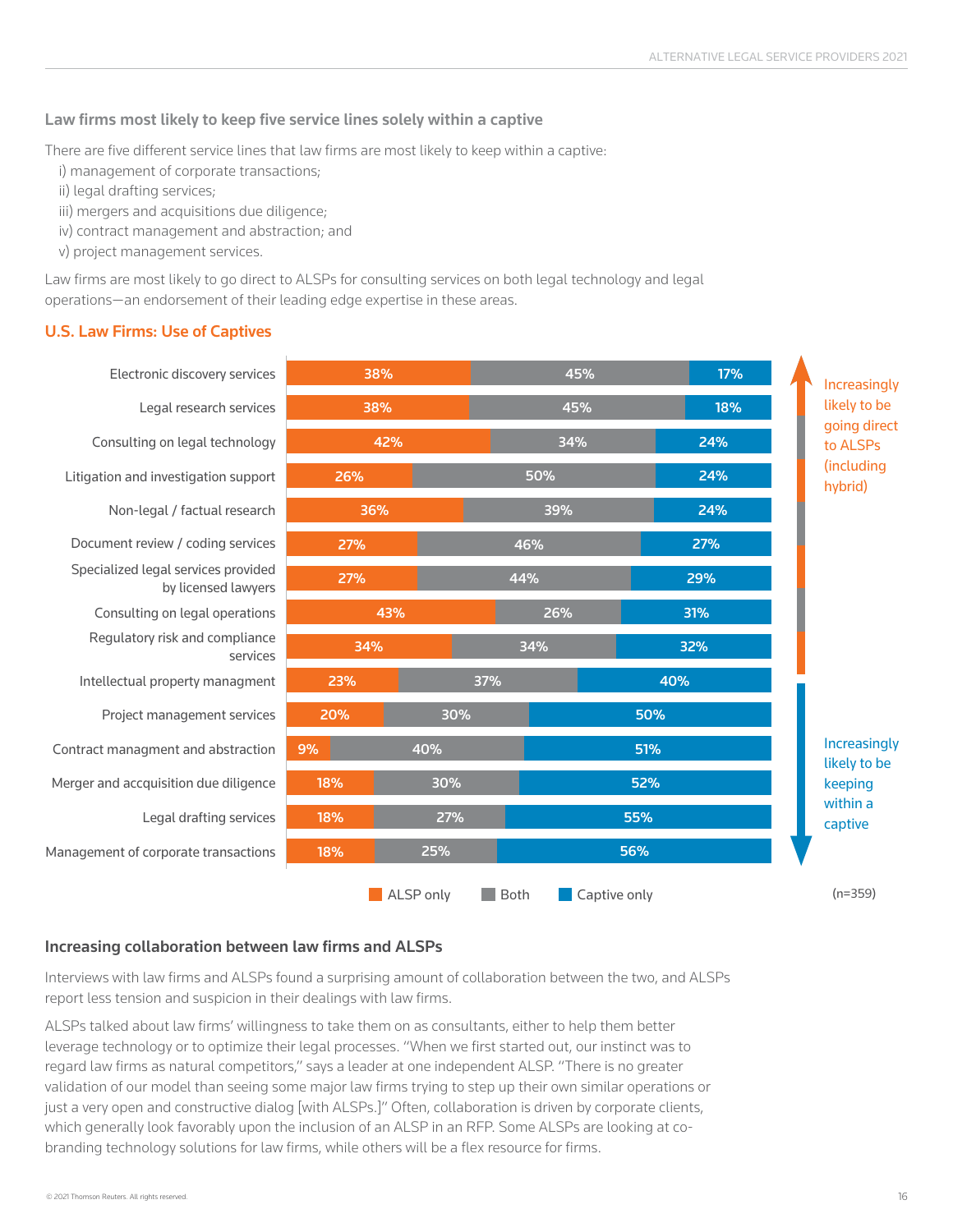### Law firms most likely to keep five service lines solely within a captive

There are five different service lines that law firms are most likely to keep within a captive:

i) management of corporate transactions;
ii) legal drafting services;
iii) mergers and acquisitions due diligence;
iv) contract management and abstraction; and
v) project management services.

Law firms are most likely to go direct to ALSPs for consulting services on both legal technology and legal operations—an endorsement of their leading edge expertise in these areas.

### U.S. Law Firms: Use of Captives

| Service | ALSP only | Both | Captive only |
|---|---|---|---|
| Electronic discovery services | 38% | 45% | 17% |
| Legal research services | 38% | 45% | 18% |
| Consulting on legal technology | 42% | 34% | 24% |
| Litigation and investigation support | 26% | 50% | 24% |
| Non-legal / factual research | 36% | 39% | 24% |
| Document review / coding services | 27% | 46% | 27% |
| Specialized legal services provided by licensed lawyers | 27% | 44% | 29% |
| Consulting on legal operations | 43% | 26% | 31% |
| Regulatory risk and compliance services | 34% | 34% | 32% |
| Intellectual property managment | 23% | 37% | 40% |
| Project management services | 20% | 30% | 50% |
| Contract managment and abstraction | 9% | 40% | 51% |
| Merger and accquisition due diligence | 18% | 30% | 52% |
| Legal drafting services | 18% | 27% | 55% |
| Management of corporate transactions | 18% | 25% | 56% |

↑ Increasingly likely to be going direct to ALSPs (including hybrid)

↓ Increasingly likely to be keeping within a captive

(n=359)

### Increasing collaboration between law firms and ALSPs

Interviews with law firms and ALSPs found a surprising amount of collaboration between the two, and ALSPs report less tension and suspicion in their dealings with law firms.

ALSPs talked about law firms' willingness to take them on as consultants, either to help them better leverage technology or to optimize their legal processes. "When we first started out, our instinct was to regard law firms as natural competitors," says a leader at one independent ALSP. "There is no greater validation of our model than seeing some major law firms trying to step up their own similar operations or just a very open and constructive dialog [with ALSPs.]" Often, collaboration is driven by corporate clients, which generally look favorably upon the inclusion of an ALSP in an RFP. Some ALSPs are looking at co-branding technology solutions for law firms, while others will be a flex resource for firms.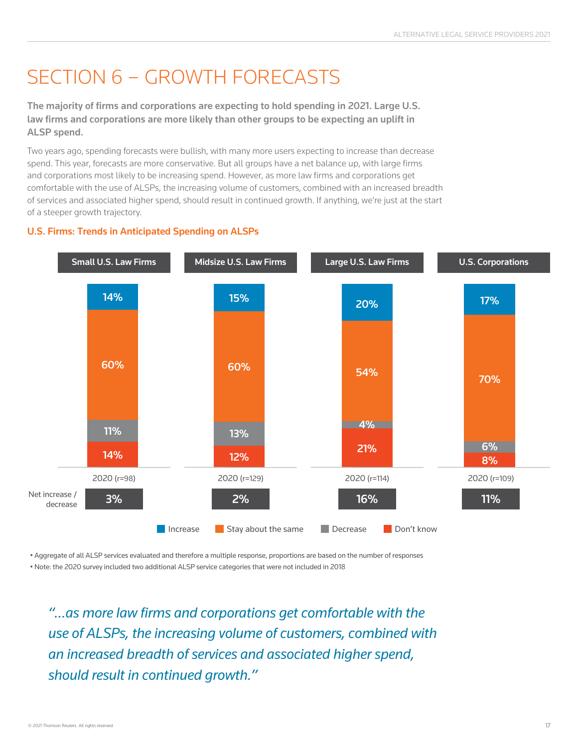# SECTION 6 – GROWTH FORECASTS

**The majority of firms and corporations are expecting to hold spending in 2021. Large U.S. law firms and corporations are more likely than other groups to be expecting an uplift in ALSP spend.**

Two years ago, spending forecasts were bullish, with many more users expecting to increase than decrease spend. This year, forecasts are more conservative. But all groups have a net balance up, with large firms and corporations most likely to be increasing spend. However, as more law firms and corporations get comfortable with the use of ALSPs, the increasing volume of customers, combined with an increased breadth of services and associated higher spend, should result in continued growth. If anything, we're just at the start of a steeper growth trajectory.

### U.S. Firms: Trends in Anticipated Spending on ALSPs

| | Small U.S. Law Firms | Midsize U.S. Law Firms | Large U.S. Law Firms | U.S. Corporations |
|---|---|---|---|---|
| | 2020 (r=98) | 2020 (r=129) | 2020 (r=114) | 2020 (r=109) |
| Increase | 14% | 15% | 20% | 17% |
| Stay about the same | 60% | 60% | 54% | 70% |
| Decrease | 11% | 13% | 4% | 6% |
| Don't know | 14% | 12% | 21% | 8% |
| Net increase / decrease | 3% | 2% | 16% | 11% |

- Aggregate of all ALSP services evaluated and therefore a multiple response, proportions are based on the number of responses
- Note: the 2020 survey included two additional ALSP service categories that were not included in 2018

*"...as more law firms and corporations get comfortable with the use of ALSPs, the increasing volume of customers, combined with an increased breadth of services and associated higher spend, should result in continued growth."*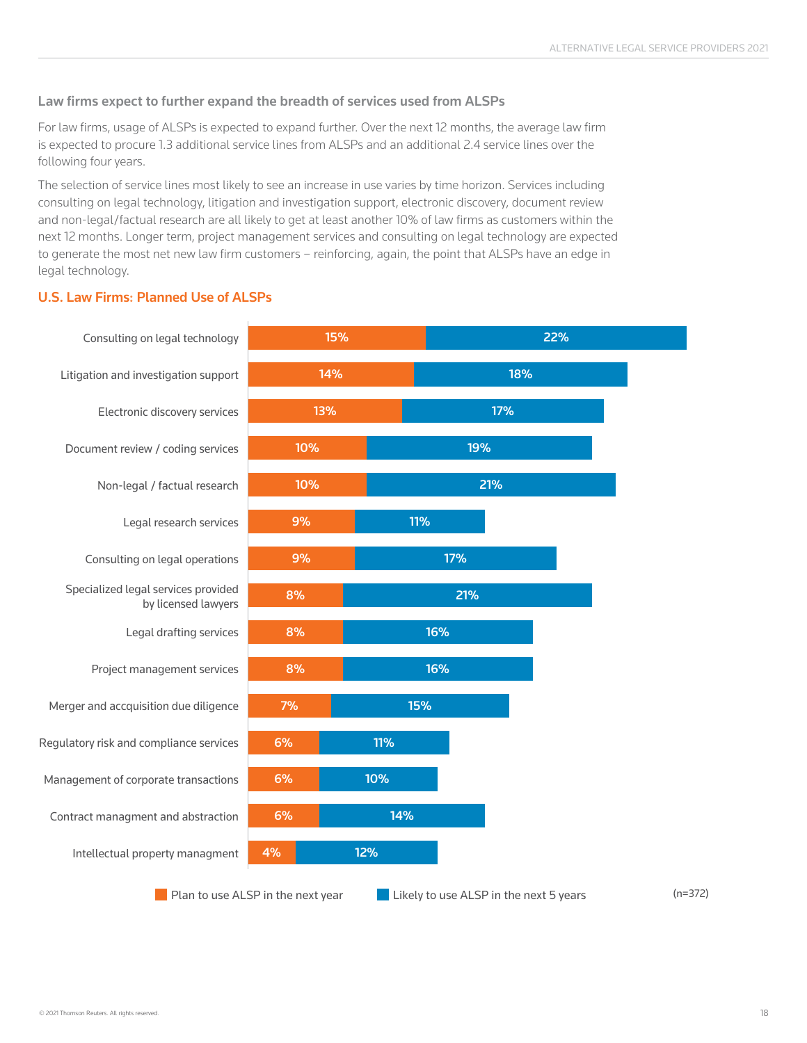## Law firms expect to further expand the breadth of services used from ALSPs

For law firms, usage of ALSPs is expected to expand further. Over the next 12 months, the average law firm is expected to procure 1.3 additional service lines from ALSPs and an additional 2.4 service lines over the following four years.

The selection of service lines most likely to see an increase in use varies by time horizon. Services including consulting on legal technology, litigation and investigation support, electronic discovery, document review and non-legal/factual research are all likely to get at least another 10% of law firms as customers within the next 12 months. Longer term, project management services and consulting on legal technology are expected to generate the most net new law firm customers – reinforcing, again, the point that ALSPs have an edge in legal technology.

### U.S. Law Firms: Planned Use of ALSPs

| Service | Plan to use ALSP in the next year | Likely to use ALSP in the next 5 years |
|---|---|---|
| Consulting on legal technology | 15% | 22% |
| Litigation and investigation support | 14% | 18% |
| Electronic discovery services | 13% | 17% |
| Document review / coding services | 10% | 19% |
| Non-legal / factual research | 10% | 21% |
| Legal research services | 9% | 11% |
| Consulting on legal operations | 9% | 17% |
| Specialized legal services provided by licensed lawyers | 8% | 21% |
| Legal drafting services | 8% | 16% |
| Project management services | 8% | 16% |
| Merger and acquisition due diligence | 7% | 15% |
| Regulatory risk and compliance services | 6% | 11% |
| Management of corporate transactions | 6% | 10% |
| Contract managment and abstraction | 6% | 14% |
| Intellectual property managment | 4% | 12% |

(n=372)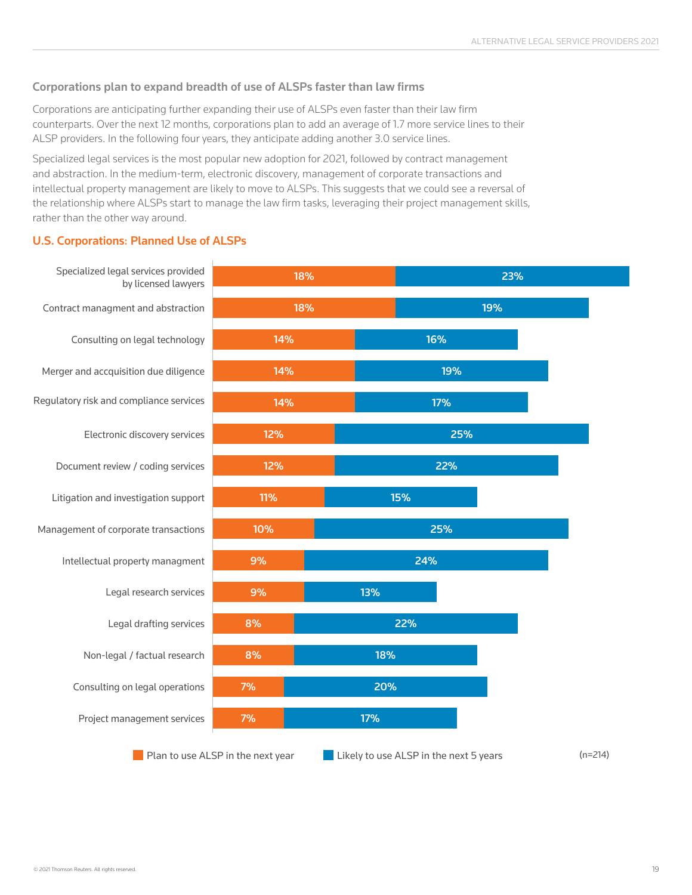## Corporations plan to expand breadth of use of ALSPs faster than law firms

Corporations are anticipating further expanding their use of ALSPs even faster than their law firm counterparts. Over the next 12 months, corporations plan to add an average of 1.7 more service lines to their ALSP providers. In the following four years, they anticipate adding another 3.0 service lines.

Specialized legal services is the most popular new adoption for 2021, followed by contract management and abstraction. In the medium-term, electronic discovery, management of corporate transactions and intellectual property management are likely to move to ALSPs. This suggests that we could see a reversal of the relationship where ALSPs start to manage the law firm tasks, leveraging their project management skills, rather than the other way around.

### U.S. Corporations: Planned Use of ALSPs

| Service | Plan to use ALSP in the next year | Likely to use ALSP in the next 5 years |
|---|---|---|
| Specialized legal services provided by licensed lawyers | 18% | 23% |
| Contract managment and abstraction | 18% | 19% |
| Consulting on legal technology | 14% | 16% |
| Merger and acquisition due diligence | 14% | 19% |
| Regulatory risk and compliance services | 14% | 17% |
| Electronic discovery services | 12% | 25% |
| Document review / coding services | 12% | 22% |
| Litigation and investigation support | 11% | 15% |
| Management of corporate transactions | 10% | 25% |
| Intellectual property managment | 9% | 24% |
| Legal research services | 9% | 13% |
| Legal drafting services | 8% | 22% |
| Non-legal / factual research | 8% | 18% |
| Consulting on legal operations | 7% | 20% |
| Project management services | 7% | 17% |

(n=214)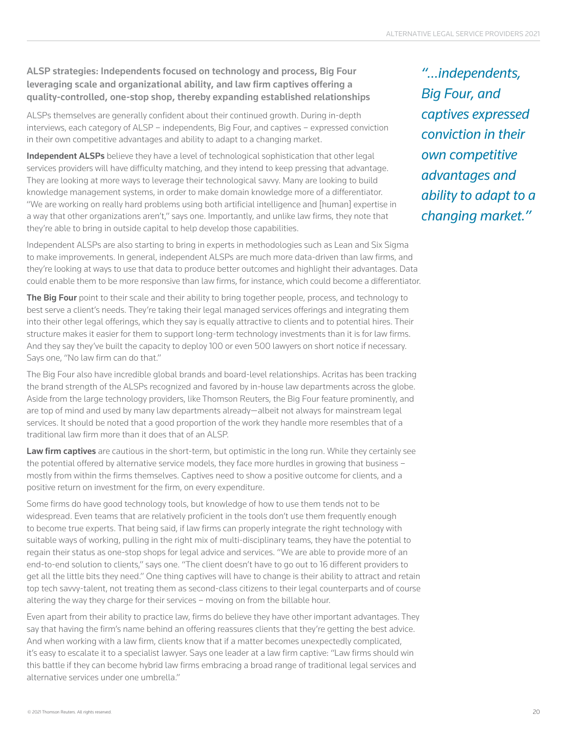## ALSP strategies: Independents focused on technology and process, Big Four leveraging scale and organizational ability, and law firm captives offering a quality-controlled, one-stop shop, thereby expanding established relationships

ALSPs themselves are generally confident about their continued growth. During in-depth interviews, each category of ALSP – independents, Big Four, and captives – expressed conviction in their own competitive advantages and ability to adapt to a changing market.

> *"...independents, Big Four, and captives expressed conviction in their own competitive advantages and ability to adapt to a changing market."*

**Independent ALSPs** believe they have a level of technological sophistication that other legal services providers will have difficulty matching, and they intend to keep pressing that advantage. They are looking at more ways to leverage their technological savvy. Many are looking to build knowledge management systems, in order to make domain knowledge more of a differentiator. "We are working on really hard problems using both artificial intelligence and [human] expertise in a way that other organizations aren't," says one. Importantly, and unlike law firms, they note that they're able to bring in outside capital to help develop those capabilities.

Independent ALSPs are also starting to bring in experts in methodologies such as Lean and Six Sigma to make improvements. In general, independent ALSPs are much more data-driven than law firms, and they're looking at ways to use that data to produce better outcomes and highlight their advantages. Data could enable them to be more responsive than law firms, for instance, which could become a differentiator.

**The Big Four** point to their scale and their ability to bring together people, process, and technology to best serve a client's needs. They're taking their legal managed services offerings and integrating them into their other legal offerings, which they say is equally attractive to clients and to potential hires. Their structure makes it easier for them to support long-term technology investments than it is for law firms. And they say they've built the capacity to deploy 100 or even 500 lawyers on short notice if necessary. Says one, "No law firm can do that."

The Big Four also have incredible global brands and board-level relationships. Acritas has been tracking the brand strength of the ALSPs recognized and favored by in-house law departments across the globe. Aside from the large technology providers, like Thomson Reuters, the Big Four feature prominently, and are top of mind and used by many law departments already—albeit not always for mainstream legal services. It should be noted that a good proportion of the work they handle more resembles that of a traditional law firm more than it does that of an ALSP.

**Law firm captives** are cautious in the short-term, but optimistic in the long run. While they certainly see the potential offered by alternative service models, they face more hurdles in growing that business – mostly from within the firms themselves. Captives need to show a positive outcome for clients, and a positive return on investment for the firm, on every expenditure.

Some firms do have good technology tools, but knowledge of how to use them tends not to be widespread. Even teams that are relatively proficient in the tools don't use them frequently enough to become true experts. That being said, if law firms can properly integrate the right technology with suitable ways of working, pulling in the right mix of multi-disciplinary teams, they have the potential to regain their status as one-stop shops for legal advice and services. "We are able to provide more of an end-to-end solution to clients," says one. "The client doesn't have to go out to 16 different providers to get all the little bits they need." One thing captives will have to change is their ability to attract and retain top tech savvy-talent, not treating them as second-class citizens to their legal counterparts and of course altering the way they charge for their services – moving on from the billable hour.

Even apart from their ability to practice law, firms do believe they have other important advantages. They say that having the firm's name behind an offering reassures clients that they're getting the best advice. And when working with a law firm, clients know that if a matter becomes unexpectedly complicated, it's easy to escalate it to a specialist lawyer. Says one leader at a law firm captive: "Law firms should win this battle if they can become hybrid law firms embracing a broad range of traditional legal services and alternative services under one umbrella."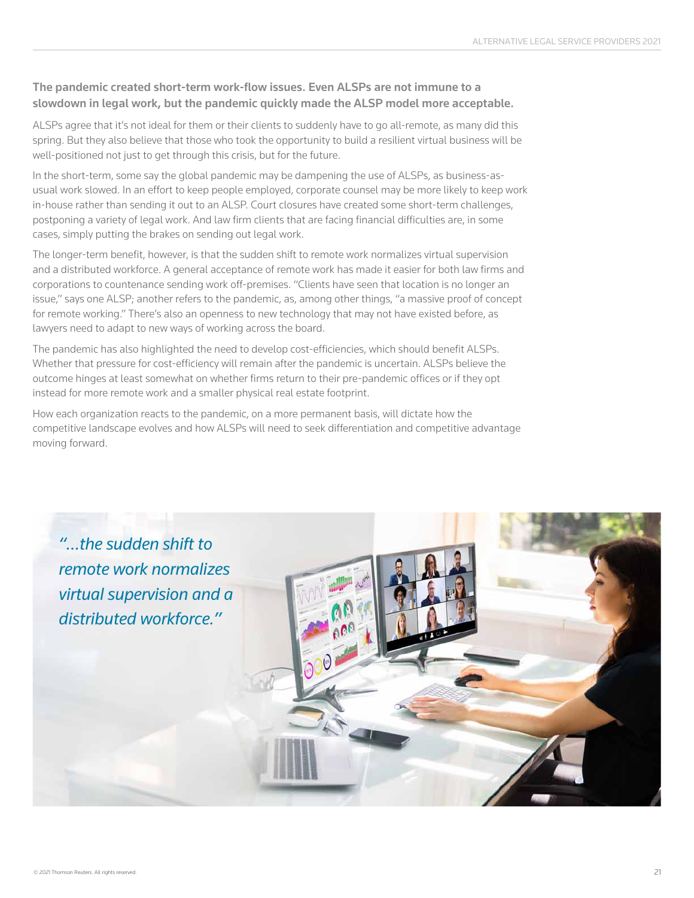**The pandemic created short-term work-flow issues. Even ALSPs are not immune to a slowdown in legal work, but the pandemic quickly made the ALSP model more acceptable.**

ALSPs agree that it's not ideal for them or their clients to suddenly have to go all-remote, as many did this spring. But they also believe that those who took the opportunity to build a resilient virtual business will be well-positioned not just to get through this crisis, but for the future.

In the short-term, some say the global pandemic may be dampening the use of ALSPs, as business-as-usual work slowed. In an effort to keep people employed, corporate counsel may be more likely to keep work in-house rather than sending it out to an ALSP. Court closures have created some short-term challenges, postponing a variety of legal work. And law firm clients that are facing financial difficulties are, in some cases, simply putting the brakes on sending out legal work.

The longer-term benefit, however, is that the sudden shift to remote work normalizes virtual supervision and a distributed workforce. A general acceptance of remote work has made it easier for both law firms and corporations to countenance sending work off-premises. "Clients have seen that location is no longer an issue," says one ALSP; another refers to the pandemic, as, among other things, "a massive proof of concept for remote working." There's also an openness to new technology that may not have existed before, as lawyers need to adapt to new ways of working across the board.

The pandemic has also highlighted the need to develop cost-efficiencies, which should benefit ALSPs. Whether that pressure for cost-efficiency will remain after the pandemic is uncertain. ALSPs believe the outcome hinges at least somewhat on whether firms return to their pre-pandemic offices or if they opt instead for more remote work and a smaller physical real estate footprint.

How each organization reacts to the pandemic, on a more permanent basis, will dictate how the competitive landscape evolves and how ALSPs will need to seek differentiation and competitive advantage moving forward.

*"...the sudden shift to remote work normalizes virtual supervision and a distributed workforce."*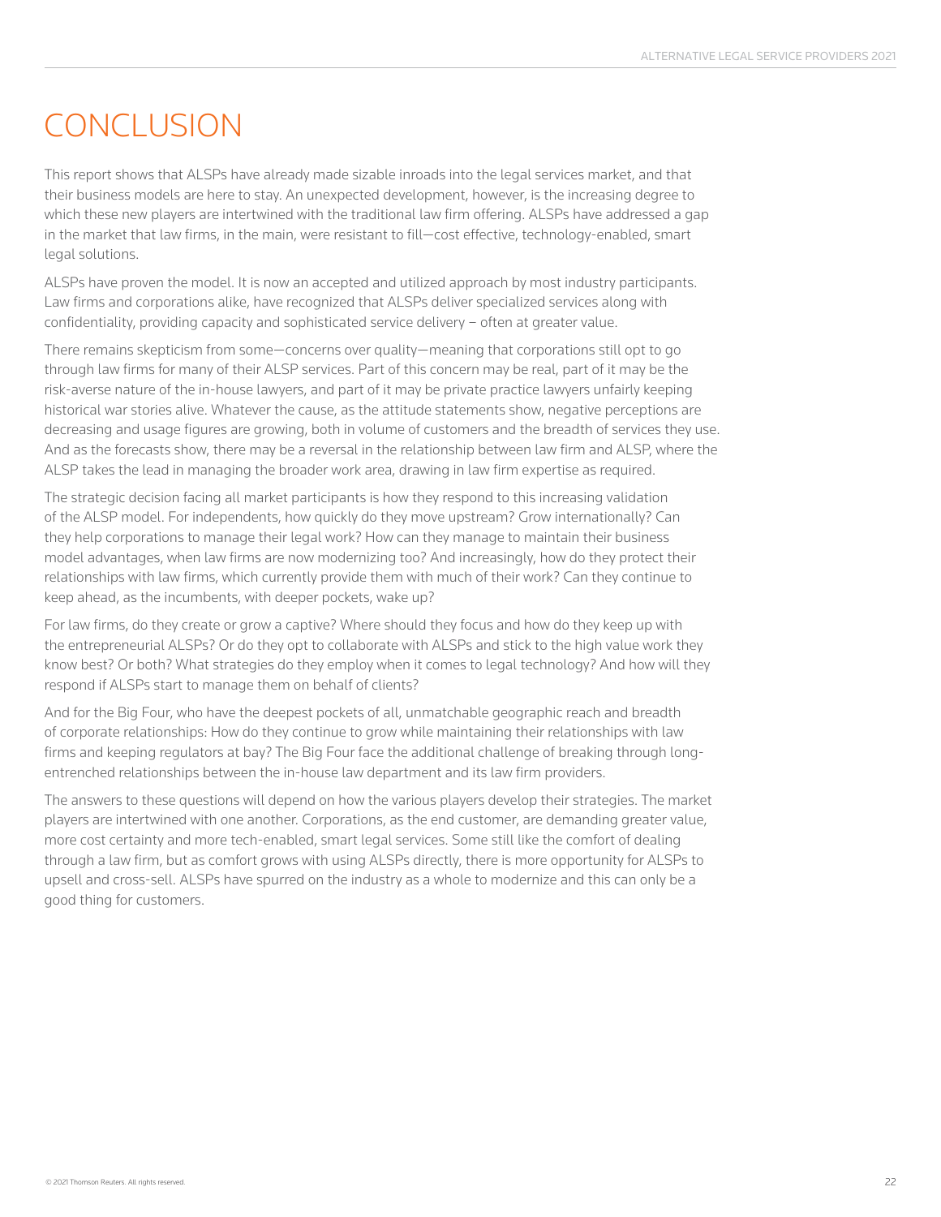# CONCLUSION

This report shows that ALSPs have already made sizable inroads into the legal services market, and that their business models are here to stay. An unexpected development, however, is the increasing degree to which these new players are intertwined with the traditional law firm offering. ALSPs have addressed a gap in the market that law firms, in the main, were resistant to fill—cost effective, technology-enabled, smart legal solutions.

ALSPs have proven the model. It is now an accepted and utilized approach by most industry participants. Law firms and corporations alike, have recognized that ALSPs deliver specialized services along with confidentiality, providing capacity and sophisticated service delivery – often at greater value.

There remains skepticism from some—concerns over quality—meaning that corporations still opt to go through law firms for many of their ALSP services. Part of this concern may be real, part of it may be the risk-averse nature of the in-house lawyers, and part of it may be private practice lawyers unfairly keeping historical war stories alive. Whatever the cause, as the attitude statements show, negative perceptions are decreasing and usage figures are growing, both in volume of customers and the breadth of services they use. And as the forecasts show, there may be a reversal in the relationship between law firm and ALSP, where the ALSP takes the lead in managing the broader work area, drawing in law firm expertise as required.

The strategic decision facing all market participants is how they respond to this increasing validation of the ALSP model. For independents, how quickly do they move upstream? Grow internationally? Can they help corporations to manage their legal work? How can they manage to maintain their business model advantages, when law firms are now modernizing too? And increasingly, how do they protect their relationships with law firms, which currently provide them with much of their work? Can they continue to keep ahead, as the incumbents, with deeper pockets, wake up?

For law firms, do they create or grow a captive? Where should they focus and how do they keep up with the entrepreneurial ALSPs? Or do they opt to collaborate with ALSPs and stick to the high value work they know best? Or both? What strategies do they employ when it comes to legal technology? And how will they respond if ALSPs start to manage them on behalf of clients?

And for the Big Four, who have the deepest pockets of all, unmatchable geographic reach and breadth of corporate relationships: How do they continue to grow while maintaining their relationships with law firms and keeping regulators at bay? The Big Four face the additional challenge of breaking through long-entrenched relationships between the in-house law department and its law firm providers.

The answers to these questions will depend on how the various players develop their strategies. The market players are intertwined with one another. Corporations, as the end customer, are demanding greater value, more cost certainty and more tech-enabled, smart legal services. Some still like the comfort of dealing through a law firm, but as comfort grows with using ALSPs directly, there is more opportunity for ALSPs to upsell and cross-sell. ALSPs have spurred on the industry as a whole to modernize and this can only be a good thing for customers.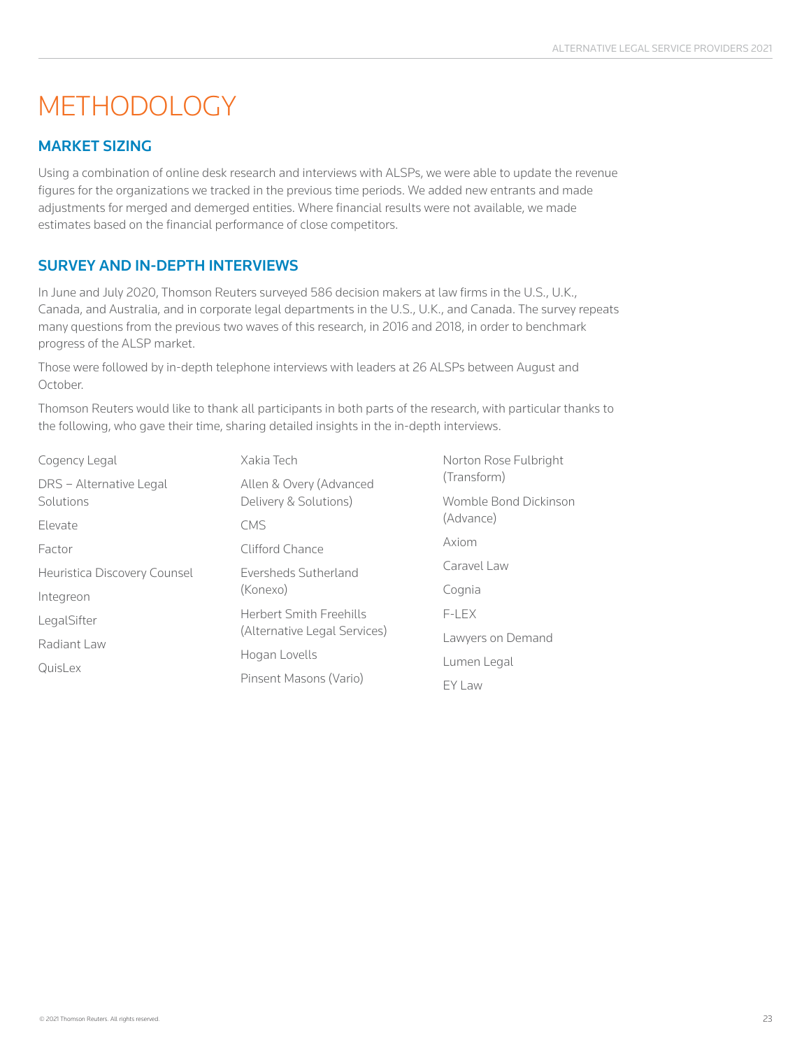# METHODOLOGY

## MARKET SIZING

Using a combination of online desk research and interviews with ALSPs, we were able to update the revenue figures for the organizations we tracked in the previous time periods. We added new entrants and made adjustments for merged and demerged entities. Where financial results were not available, we made estimates based on the financial performance of close competitors.

## SURVEY AND IN-DEPTH INTERVIEWS

In June and July 2020, Thomson Reuters surveyed 586 decision makers at law firms in the U.S., U.K., Canada, and Australia, and in corporate legal departments in the U.S., U.K., and Canada. The survey repeats many questions from the previous two waves of this research, in 2016 and 2018, in order to benchmark progress of the ALSP market.

Those were followed by in-depth telephone interviews with leaders at 26 ALSPs between August and October.

Thomson Reuters would like to thank all participants in both parts of the research, with particular thanks to the following, who gave their time, sharing detailed insights in the in-depth interviews.

- Cogency Legal
- DRS – Alternative Legal Solutions
- Elevate
- Factor
- Heuristica Discovery Counsel
- Integreon
- LegalSifter
- Radiant Law
- QuisLex
- Xakia Tech
- Allen & Overy (Advanced Delivery & Solutions)
- CMS
- Clifford Chance
- Eversheds Sutherland (Konexo)
- Herbert Smith Freehills (Alternative Legal Services)
- Hogan Lovells
- Pinsent Masons (Vario)
- Norton Rose Fulbright (Transform)
- Womble Bond Dickinson (Advance)
- Axiom
- Caravel Law
- Cognia
- F-LEX
- Lawyers on Demand
- Lumen Legal
- EY Law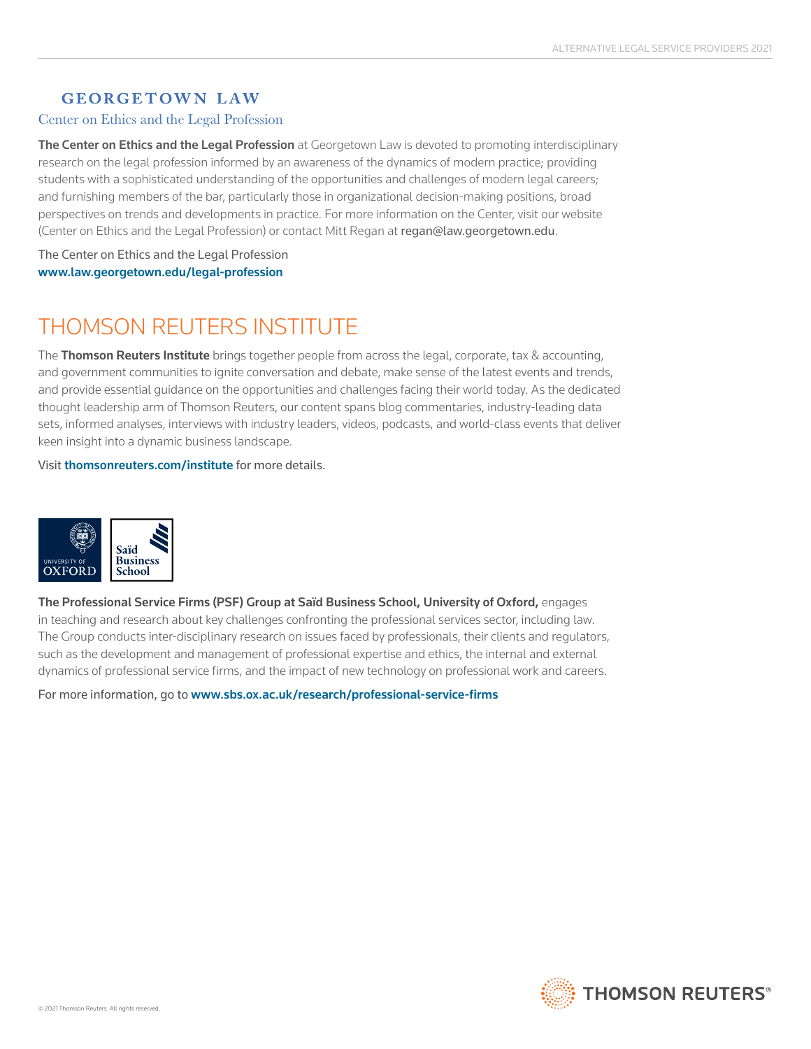## GEORGETOWN LAW

Center on Ethics and the Legal Profession

**The Center on Ethics and the Legal Profession** at Georgetown Law is devoted to promoting interdisciplinary research on the legal profession informed by an awareness of the dynamics of modern practice; providing students with a sophisticated understanding of the opportunities and challenges of modern legal careers; and furnishing members of the bar, particularly those in organizational decision-making positions, broad perspectives on trends and developments in practice. For more information on the Center, visit our website (Center on Ethics and the Legal Profession) or contact Mitt Regan at regan@law.georgetown.edu.

The Center on Ethics and the Legal Profession
**www.law.georgetown.edu/legal-profession**

## THOMSON REUTERS INSTITUTE

The **Thomson Reuters Institute** brings together people from across the legal, corporate, tax & accounting, and government communities to ignite conversation and debate, make sense of the latest events and trends, and provide essential guidance on the opportunities and challenges facing their world today. As the dedicated thought leadership arm of Thomson Reuters, our content spans blog commentaries, industry-leading data sets, informed analyses, interviews with industry leaders, videos, podcasts, and world-class events that deliver keen insight into a dynamic business landscape.

Visit **thomsonreuters.com/institute** for more details.

UNIVERSITY OF OXFORD

Saïd Business School

**The Professional Service Firms (PSF) Group at Saïd Business School, University of Oxford,** engages in teaching and research about key challenges confronting the professional services sector, including law. The Group conducts inter-disciplinary research on issues faced by professionals, their clients and regulators, such as the development and management of professional expertise and ethics, the internal and external dynamics of professional service firms, and the impact of new technology on professional work and careers.

For more information, go to **www.sbs.ox.ac.uk/research/professional-service-firms**

THOMSON REUTERS®

© 2021 Thomson Reuters. All rights reserved.